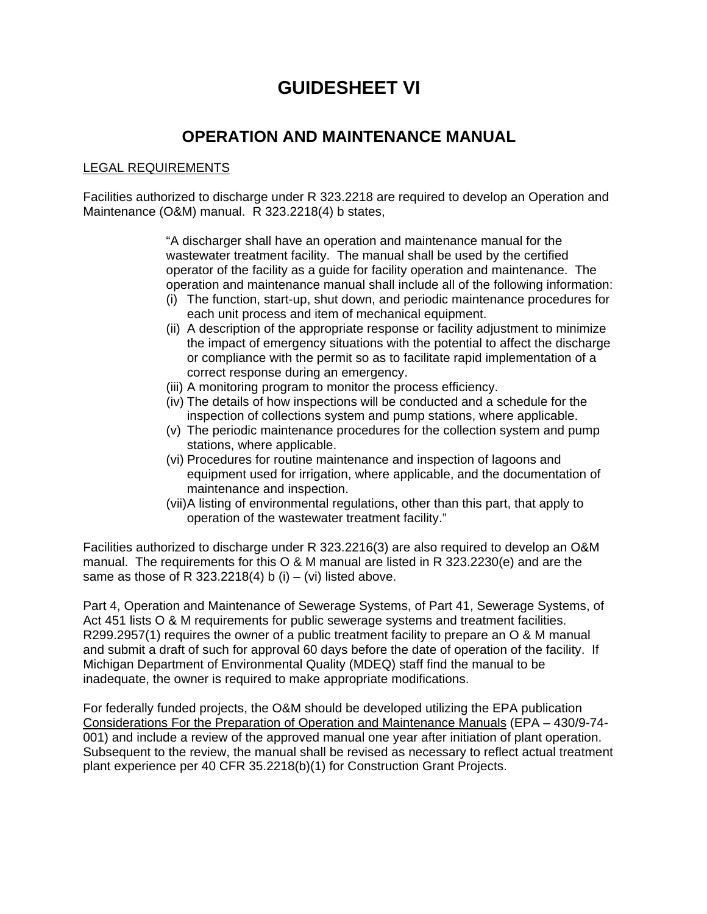# GUIDESHEET VI

## OPERATION AND MAINTENANCE MANUAL

<u>LEGAL REQUIREMENTS</u>

Facilities authorized to discharge under R 323.2218 are required to develop an Operation and Maintenance (O&M) manual. R 323.2218(4) b states,

> "A discharger shall have an operation and maintenance manual for the wastewater treatment facility. The manual shall be used by the certified operator of the facility as a guide for facility operation and maintenance. The operation and maintenance manual shall include all of the following information:
>
> (i) The function, start-up, shut down, and periodic maintenance procedures for each unit process and item of mechanical equipment.
>
> (ii) A description of the appropriate response or facility adjustment to minimize the impact of emergency situations with the potential to affect the discharge or compliance with the permit so as to facilitate rapid implementation of a correct response during an emergency.
>
> (iii) A monitoring program to monitor the process efficiency.
>
> (iv) The details of how inspections will be conducted and a schedule for the inspection of collections system and pump stations, where applicable.
>
> (v) The periodic maintenance procedures for the collection system and pump stations, where applicable.
>
> (vi) Procedures for routine maintenance and inspection of lagoons and equipment used for irrigation, where applicable, and the documentation of maintenance and inspection.
>
> (vii) A listing of environmental regulations, other than this part, that apply to operation of the wastewater treatment facility."

Facilities authorized to discharge under R 323.2216(3) are also required to develop an O&M manual. The requirements for this O & M manual are listed in R 323.2230(e) and are the same as those of R 323.2218(4) b (i) – (vi) listed above.

Part 4, Operation and Maintenance of Sewerage Systems, of Part 41, Sewerage Systems, of Act 451 lists O & M requirements for public sewerage systems and treatment facilities. R299.2957(1) requires the owner of a public treatment facility to prepare an O & M manual and submit a draft of such for approval 60 days before the date of operation of the facility. If Michigan Department of Environmental Quality (MDEQ) staff find the manual to be inadequate, the owner is required to make appropriate modifications.

For federally funded projects, the O&M should be developed utilizing the EPA publication <u>Considerations For the Preparation of Operation and Maintenance Manuals</u> (EPA – 430/9-74-001) and include a review of the approved manual one year after initiation of plant operation. Subsequent to the review, the manual shall be revised as necessary to reflect actual treatment plant experience per 40 CFR 35.2218(b)(1) for Construction Grant Projects.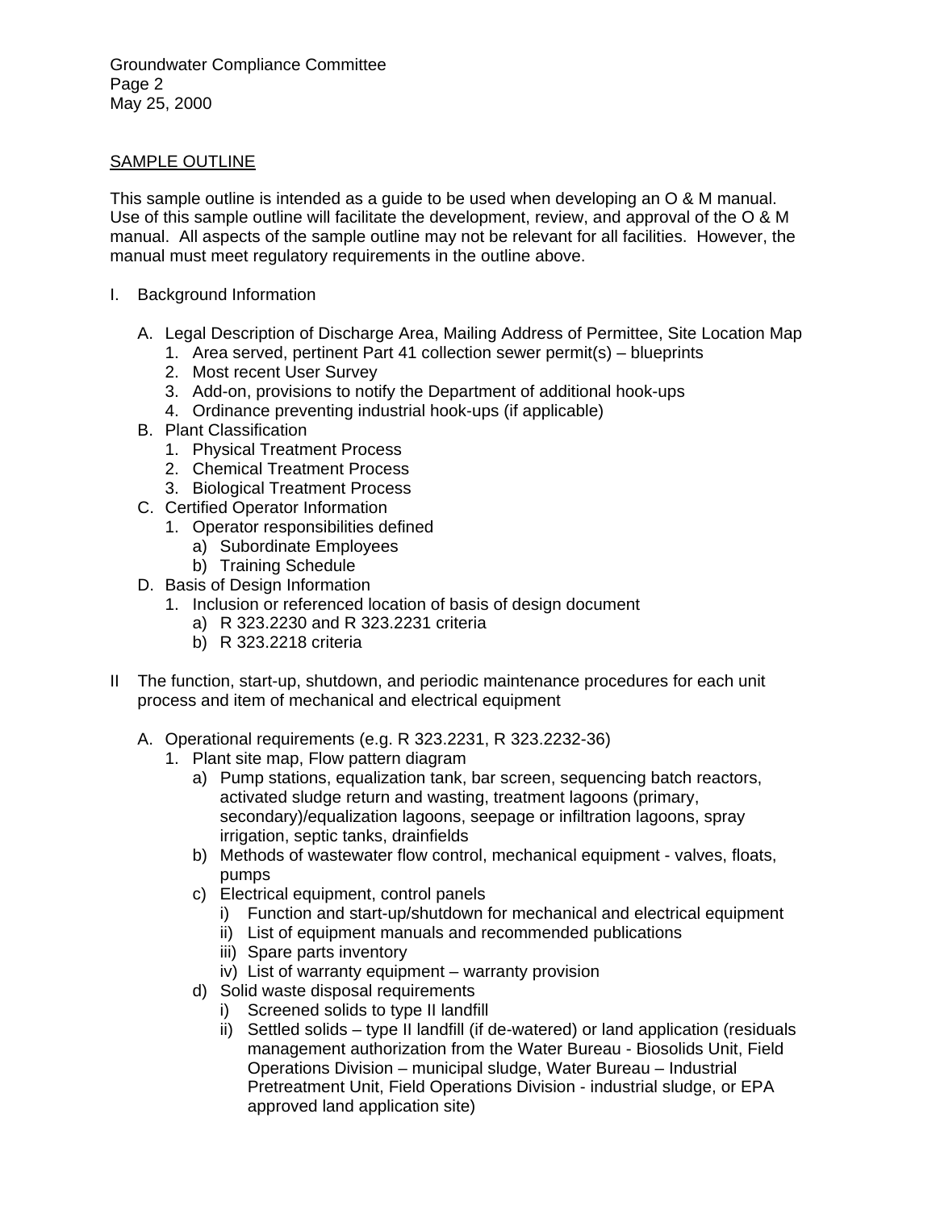## SAMPLE OUTLINE

This sample outline is intended as a guide to be used when developing an O & M manual. Use of this sample outline will facilitate the development, review, and approval of the O & M manual. All aspects of the sample outline may not be relevant for all facilities. However, the manual must meet regulatory requirements in the outline above.

I. Background Information

   A. Legal Description of Discharge Area, Mailing Address of Permittee, Site Location Map
      1. Area served, pertinent Part 41 collection sewer permit(s) – blueprints
      2. Most recent User Survey
      3. Add-on, provisions to notify the Department of additional hook-ups
      4. Ordinance preventing industrial hook-ups (if applicable)

   B. Plant Classification
      1. Physical Treatment Process
      2. Chemical Treatment Process
      3. Biological Treatment Process

   C. Certified Operator Information
      1. Operator responsibilities defined
         a) Subordinate Employees
         b) Training Schedule

   D. Basis of Design Information
      1. Inclusion or referenced location of basis of design document
         a) R 323.2230 and R 323.2231 criteria
         b) R 323.2218 criteria

II The function, start-up, shutdown, and periodic maintenance procedures for each unit process and item of mechanical and electrical equipment

   A. Operational requirements (e.g. R 323.2231, R 323.2232-36)
      1. Plant site map, Flow pattern diagram
         a) Pump stations, equalization tank, bar screen, sequencing batch reactors, activated sludge return and wasting, treatment lagoons (primary, secondary)/equalization lagoons, seepage or infiltration lagoons, spray irrigation, septic tanks, drainfields
         b) Methods of wastewater flow control, mechanical equipment - valves, floats, pumps
         c) Electrical equipment, control panels
            i) Function and start-up/shutdown for mechanical and electrical equipment
            ii) List of equipment manuals and recommended publications
            iii) Spare parts inventory
            iv) List of warranty equipment – warranty provision
         d) Solid waste disposal requirements
            i) Screened solids to type II landfill
            ii) Settled solids – type II landfill (if de-watered) or land application (residuals management authorization from the Water Bureau - Biosolids Unit, Field Operations Division – municipal sludge, Water Bureau – Industrial Pretreatment Unit, Field Operations Division - industrial sludge, or EPA approved land application site)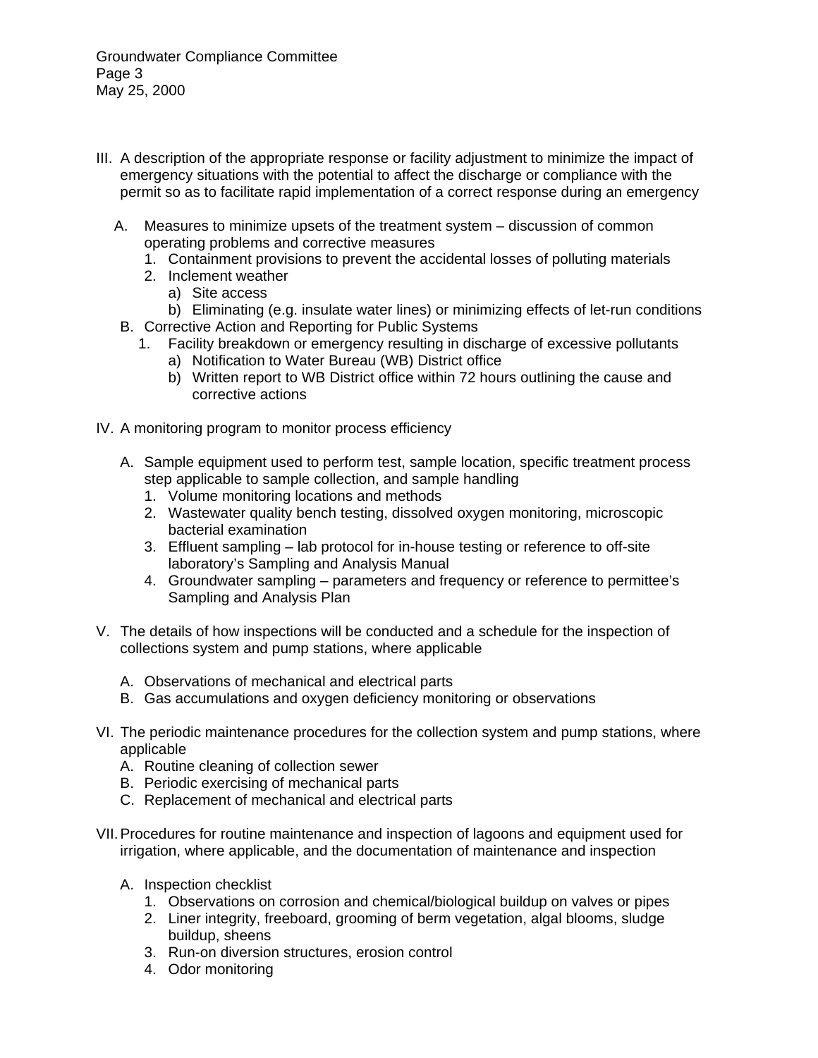III. A description of the appropriate response or facility adjustment to minimize the impact of emergency situations with the potential to affect the discharge or compliance with the permit so as to facilitate rapid implementation of a correct response during an emergency

   A. Measures to minimize upsets of the treatment system – discussion of common operating problems and corrective measures
      1. Containment provisions to prevent the accidental losses of polluting materials
      2. Inclement weather
         a) Site access
         b) Eliminating (e.g. insulate water lines) or minimizing effects of let-run conditions
   B. Corrective Action and Reporting for Public Systems
      1. Facility breakdown or emergency resulting in discharge of excessive pollutants
         a) Notification to Water Bureau (WB) District office
         b) Written report to WB District office within 72 hours outlining the cause and corrective actions

IV. A monitoring program to monitor process efficiency

   A. Sample equipment used to perform test, sample location, specific treatment process step applicable to sample collection, and sample handling
      1. Volume monitoring locations and methods
      2. Wastewater quality bench testing, dissolved oxygen monitoring, microscopic bacterial examination
      3. Effluent sampling – lab protocol for in-house testing or reference to off-site laboratory's Sampling and Analysis Manual
      4. Groundwater sampling – parameters and frequency or reference to permittee's Sampling and Analysis Plan

V. The details of how inspections will be conducted and a schedule for the inspection of collections system and pump stations, where applicable

   A. Observations of mechanical and electrical parts
   B. Gas accumulations and oxygen deficiency monitoring or observations

VI. The periodic maintenance procedures for the collection system and pump stations, where applicable
   A. Routine cleaning of collection sewer
   B. Periodic exercising of mechanical parts
   C. Replacement of mechanical and electrical parts

VII. Procedures for routine maintenance and inspection of lagoons and equipment used for irrigation, where applicable, and the documentation of maintenance and inspection

   A. Inspection checklist
      1. Observations on corrosion and chemical/biological buildup on valves or pipes
      2. Liner integrity, freeboard, grooming of berm vegetation, algal blooms, sludge buildup, sheens
      3. Run-on diversion structures, erosion control
      4. Odor monitoring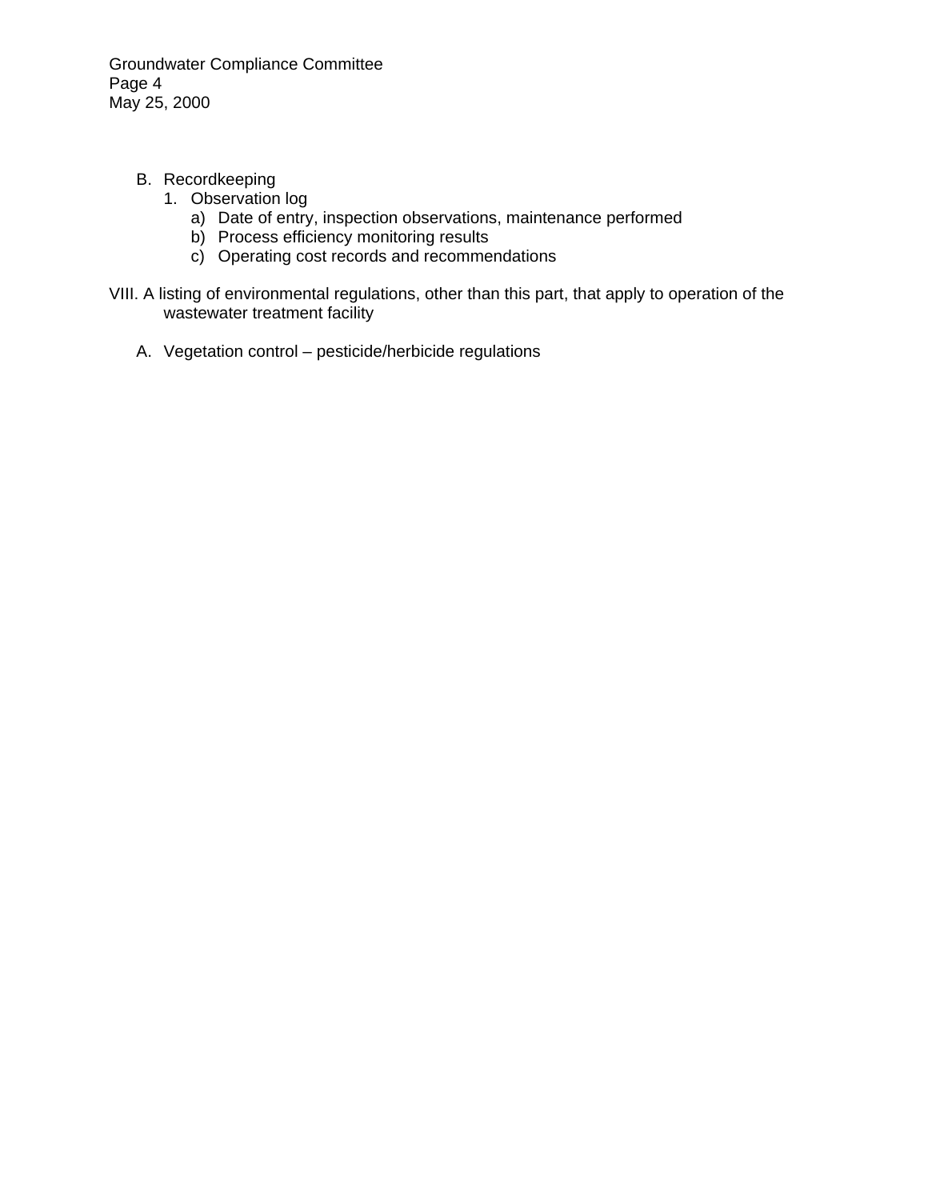B. Recordkeeping
   1. Observation log
      a) Date of entry, inspection observations, maintenance performed
      b) Process efficiency monitoring results
      c) Operating cost records and recommendations

VIII. A listing of environmental regulations, other than this part, that apply to operation of the wastewater treatment facility

A. Vegetation control – pesticide/herbicide regulations